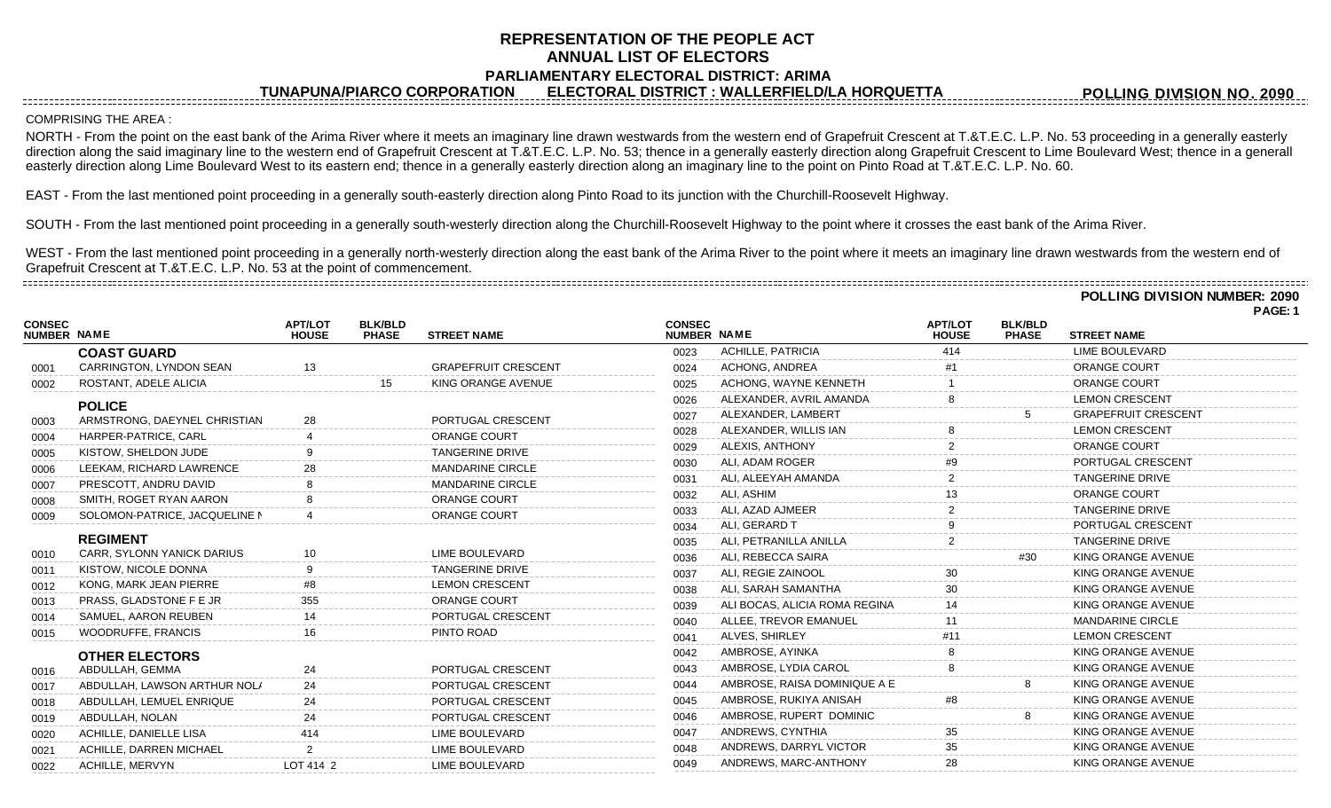# REPRESENTATION OF THE PEOPLE ACT
## ANNUAL LIST OF ELECTORS
### PARLIAMENTARY ELECTORAL DISTRICT: ARIMA

**TUNAPUNA/PIARCO CORPORATION** **ELECTORAL DISTRICT : WALLERFIELD/LA HORQUETTA** **POLLING DIVISION NO. 2090**

COMPRISING THE AREA :

NORTH - From the point on the east bank of the Arima River where it meets an imaginary line drawn westwards from the western end of Grapefruit Crescent at T.&T.E.C. L.P. No. 53 proceeding in a generally easterly direction along the said imaginary line to the western end of Grapefruit Crescent at T.&T.E.C. L.P. No. 53; thence in a generally easterly direction along Grapefruit Crescent to Lime Boulevard West; thence in a generall easterly direction along Lime Boulevard West to its eastern end; thence in a generally easterly direction along an imaginary line to the point on Pinto Road at T.&T.E.C. L.P. No. 60.

EAST - From the last mentioned point proceeding in a generally south-easterly direction along Pinto Road to its junction with the Churchill-Roosevelt Highway.

SOUTH - From the last mentioned point proceeding in a generally south-westerly direction along the Churchill-Roosevelt Highway to the point where it crosses the east bank of the Arima River.

WEST - From the last mentioned point proceeding in a generally north-westerly direction along the east bank of the Arima River to the point where it meets an imaginary line drawn westwards from the western end of Grapefruit Crescent at T.&T.E.C. L.P. No. 53 at the point of commencement.

**POLLING DIVISION NUMBER: 2090**

| CONSEC NUMBER | NAME | APT/LOT HOUSE | BLK/BLD PHASE | STREET NAME |
|---|---|---|---|---|
| | **COAST GUARD** | | | |
| 0001 | CARRINGTON, LYNDON SEAN | 13 | | GRAPEFRUIT CRESCENT |
| 0002 | ROSTANT, ADELE ALICIA | | 15 | KING ORANGE AVENUE |
| | **POLICE** | | | |
| 0003 | ARMSTRONG, DAEYNEL CHRISTIAN | 28 | | PORTUGAL CRESCENT |
| 0004 | HARPER-PATRICE, CARL | 4 | | ORANGE COURT |
| 0005 | KISTOW, SHELDON JUDE | 9 | | TANGERINE DRIVE |
| 0006 | LEEKAM, RICHARD LAWRENCE | 28 | | MANDARINE CIRCLE |
| 0007 | PRESCOTT, ANDRU DAVID | 8 | | MANDARINE CIRCLE |
| 0008 | SMITH, ROGET RYAN AARON | 8 | | ORANGE COURT |
| 0009 | SOLOMON-PATRICE, JACQUELINE N | 4 | | ORANGE COURT |
| | **REGIMENT** | | | |
| 0010 | CARR, SYLONN YANICK DARIUS | 10 | | LIME BOULEVARD |
| 0011 | KISTOW, NICOLE DONNA | 9 | | TANGERINE DRIVE |
| 0012 | KONG, MARK JEAN PIERRE | #8 | | LEMON CRESCENT |
| 0013 | PRASS, GLADSTONE F E JR | 355 | | ORANGE COURT |
| 0014 | SAMUEL, AARON REUBEN | 14 | | PORTUGAL CRESCENT |
| 0015 | WOODRUFFE, FRANCIS | 16 | | PINTO ROAD |
| | **OTHER ELECTORS** | | | |
| 0016 | ABDULLAH, GEMMA | 24 | | PORTUGAL CRESCENT |
| 0017 | ABDULLAH, LAWSON ARTHUR NOLA | 24 | | PORTUGAL CRESCENT |
| 0018 | ABDULLAH, LEMUEL ENRIQUE | 24 | | PORTUGAL CRESCENT |
| 0019 | ABDULLAH, NOLAN | 24 | | PORTUGAL CRESCENT |
| 0020 | ACHILLE, DANIELLE LISA | 414 | | LIME BOULEVARD |
| 0021 | ACHILLE, DARREN MICHAEL | 2 | | LIME BOULEVARD |
| 0022 | ACHILLE, MERVYN | LOT 414 2 | | LIME BOULEVARD |
| 0023 | ACHILLE, PATRICIA | 414 | | LIME BOULEVARD |
| 0024 | ACHONG, ANDREA | #1 | | ORANGE COURT |
| 0025 | ACHONG, WAYNE KENNETH | 1 | | ORANGE COURT |
| 0026 | ALEXANDER, AVRIL AMANDA | 8 | | LEMON CRESCENT |
| 0027 | ALEXANDER, LAMBERT | | 5 | GRAPEFRUIT CRESCENT |
| 0028 | ALEXANDER, WILLIS IAN | 8 | | LEMON CRESCENT |
| 0029 | ALEXIS, ANTHONY | 2 | | ORANGE COURT |
| 0030 | ALI, ADAM ROGER | #9 | | PORTUGAL CRESCENT |
| 0031 | ALI, ALEEYAH AMANDA | 2 | | TANGERINE DRIVE |
| 0032 | ALI, ASHIM | 13 | | ORANGE COURT |
| 0033 | ALI, AZAD AJMEER | 2 | | TANGERINE DRIVE |
| 0034 | ALI, GERARD T | 9 | | PORTUGAL CRESCENT |
| 0035 | ALI, PETRANILLA ANILLA | 2 | | TANGERINE DRIVE |
| 0036 | ALI, REBECCA SAIRA | | #30 | KING ORANGE AVENUE |
| 0037 | ALI, REGIE ZAINOOL | 30 | | KING ORANGE AVENUE |
| 0038 | ALI, SARAH SAMANTHA | 30 | | KING ORANGE AVENUE |
| 0039 | ALI BOCAS, ALICIA ROMA REGINA | 14 | | KING ORANGE AVENUE |
| 0040 | ALLEE, TREVOR EMANUEL | 11 | | MANDARINE CIRCLE |
| 0041 | ALVES, SHIRLEY | #11 | | LEMON CRESCENT |
| 0042 | AMBROSE, AYINKA | 8 | | KING ORANGE AVENUE |
| 0043 | AMBROSE, LYDIA CAROL | 8 | | KING ORANGE AVENUE |
| 0044 | AMBROSE, RAISA DOMINIQUE A E | | 8 | KING ORANGE AVENUE |
| 0045 | AMBROSE, RUKIYA ANISAH | #8 | | KING ORANGE AVENUE |
| 0046 | AMBROSE, RUPERT DOMINIC | | 8 | KING ORANGE AVENUE |
| 0047 | ANDREWS, CYNTHIA | 35 | | KING ORANGE AVENUE |
| 0048 | ANDREWS, DARRYL VICTOR | 35 | | KING ORANGE AVENUE |
| 0049 | ANDREWS, MARC-ANTHONY | 28 | | KING ORANGE AVENUE |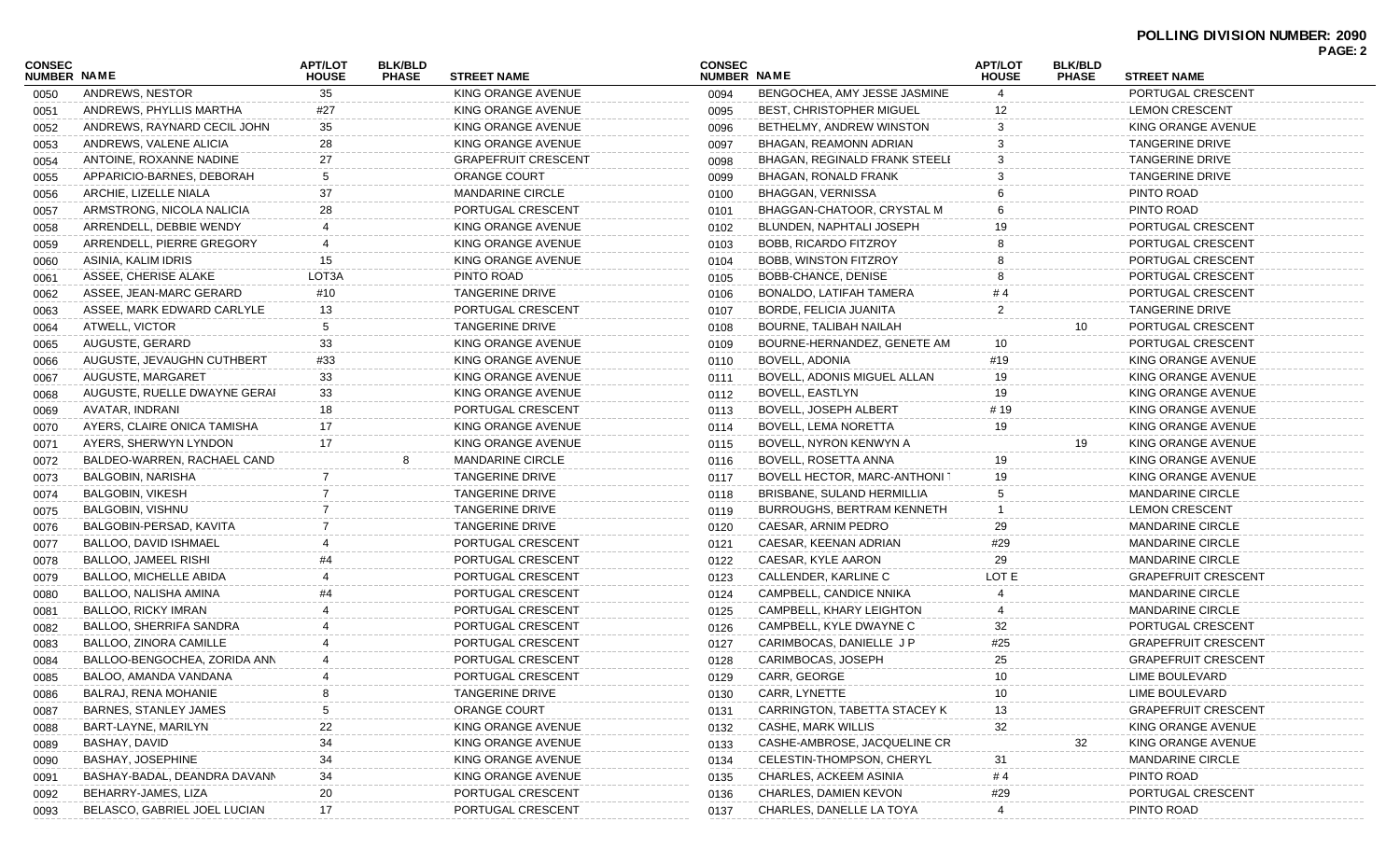# POLLING DIVISION NUMBER: 2090

| CONSEC NUMBER | NAME | APT/LOT HOUSE | BLK/BLD PHASE | STREET NAME |
|---|---|---|---|---|
| 0050 | ANDREWS, NESTOR | 35 | | KING ORANGE AVENUE |
| 0051 | ANDREWS, PHYLLIS MARTHA | #27 | | KING ORANGE AVENUE |
| 0052 | ANDREWS, RAYNARD CECIL JOHN | 35 | | KING ORANGE AVENUE |
| 0053 | ANDREWS, VALENE ALICIA | 28 | | KING ORANGE AVENUE |
| 0054 | ANTOINE, ROXANNE NADINE | 27 | | GRAPEFRUIT CRESCENT |
| 0055 | APPARICIO-BARNES, DEBORAH | 5 | | ORANGE COURT |
| 0056 | ARCHIE, LIZELLE NIALA | 37 | | MANDARINE CIRCLE |
| 0057 | ARMSTRONG, NICOLA NALICIA | 28 | | PORTUGAL CRESCENT |
| 0058 | ARRENDELL, DEBBIE WENDY | 4 | | KING ORANGE AVENUE |
| 0059 | ARRENDELL, PIERRE GREGORY | 4 | | KING ORANGE AVENUE |
| 0060 | ASINIA, KALIM IDRIS | 15 | | KING ORANGE AVENUE |
| 0061 | ASSEE, CHERISE ALAKE | LOT3A | | PINTO ROAD |
| 0062 | ASSEE, JEAN-MARC GERARD | #10 | | TANGERINE DRIVE |
| 0063 | ASSEE, MARK EDWARD CARLYLE | 13 | | PORTUGAL CRESCENT |
| 0064 | ATWELL, VICTOR | 5 | | TANGERINE DRIVE |
| 0065 | AUGUSTE, GERARD | 33 | | KING ORANGE AVENUE |
| 0066 | AUGUSTE, JEVAUGHN CUTHBERT | #33 | | KING ORANGE AVENUE |
| 0067 | AUGUSTE, MARGARET | 33 | | KING ORANGE AVENUE |
| 0068 | AUGUSTE, RUELLE DWAYNE GERAI | 33 | | KING ORANGE AVENUE |
| 0069 | AVATAR, INDRANI | 18 | | PORTUGAL CRESCENT |
| 0070 | AYERS, CLAIRE ONICA TAMISHA | 17 | | KING ORANGE AVENUE |
| 0071 | AYERS, SHERWYN LYNDON | 17 | | KING ORANGE AVENUE |
| 0072 | BALDEO-WARREN, RACHAEL CAND | | 8 | MANDARINE CIRCLE |
| 0073 | BALGOBIN, NARISHA | 7 | | TANGERINE DRIVE |
| 0074 | BALGOBIN, VIKESH | 7 | | TANGERINE DRIVE |
| 0075 | BALGOBIN, VISHNU | 7 | | TANGERINE DRIVE |
| 0076 | BALGOBIN-PERSAD, KAVITA | 7 | | TANGERINE DRIVE |
| 0077 | BALLOO, DAVID ISHMAEL | 4 | | PORTUGAL CRESCENT |
| 0078 | BALLOO, JAMEEL RISHI | #4 | | PORTUGAL CRESCENT |
| 0079 | BALLOO, MICHELLE ABIDA | 4 | | PORTUGAL CRESCENT |
| 0080 | BALLOO, NALISHA AMINA | #4 | | PORTUGAL CRESCENT |
| 0081 | BALLOO, RICKY IMRAN | 4 | | PORTUGAL CRESCENT |
| 0082 | BALLOO, SHERRIFA SANDRA | 4 | | PORTUGAL CRESCENT |
| 0083 | BALLOO, ZINORA CAMILLE | 4 | | PORTUGAL CRESCENT |
| 0084 | BALLOO-BENGOCHEA, ZORIDA ANN | 4 | | PORTUGAL CRESCENT |
| 0085 | BALOO, AMANDA VANDANA | 4 | | PORTUGAL CRESCENT |
| 0086 | BALRAJ, RENA MOHANIE | 8 | | TANGERINE DRIVE |
| 0087 | BARNES, STANLEY JAMES | 5 | | ORANGE COURT |
| 0088 | BART-LAYNE, MARILYN | 22 | | KING ORANGE AVENUE |
| 0089 | BASHAY, DAVID | 34 | | KING ORANGE AVENUE |
| 0090 | BASHAY, JOSEPHINE | 34 | | KING ORANGE AVENUE |
| 0091 | BASHAY-BADAL, DEANDRA DAVANN | 34 | | KING ORANGE AVENUE |
| 0092 | BEHARRY-JAMES, LIZA | 20 | | PORTUGAL CRESCENT |
| 0093 | BELASCO, GABRIEL JOEL LUCIAN | 17 | | PORTUGAL CRESCENT |
| 0094 | BENGOCHEA, AMY JESSE JASMINE | 4 | | PORTUGAL CRESCENT |
| 0095 | BEST, CHRISTOPHER MIGUEL | 12 | | LEMON CRESCENT |
| 0096 | BETHELMY, ANDREW WINSTON | 3 | | KING ORANGE AVENUE |
| 0097 | BHAGAN, REAMONN ADRIAN | 3 | | TANGERINE DRIVE |
| 0098 | BHAGAN, REGINALD FRANK STEELI | 3 | | TANGERINE DRIVE |
| 0099 | BHAGAN, RONALD FRANK | 3 | | TANGERINE DRIVE |
| 0100 | BHAGGAN, VERNISSA | 6 | | PINTO ROAD |
| 0101 | BHAGGAN-CHATOOR, CRYSTAL M | 6 | | PINTO ROAD |
| 0102 | BLUNDEN, NAPHTALI JOSEPH | 19 | | PORTUGAL CRESCENT |
| 0103 | BOBB, RICARDO FITZROY | 8 | | PORTUGAL CRESCENT |
| 0104 | BOBB, WINSTON FITZROY | 8 | | PORTUGAL CRESCENT |
| 0105 | BOBB-CHANCE, DENISE | 8 | | PORTUGAL CRESCENT |
| 0106 | BONALDO, LATIFAH TAMERA | # 4 | | PORTUGAL CRESCENT |
| 0107 | BORDE, FELICIA JUANITA | 2 | | TANGERINE DRIVE |
| 0108 | BOURNE, TALIBAH NAILAH | | 10 | PORTUGAL CRESCENT |
| 0109 | BOURNE-HERNANDEZ, GENETE AM | 10 | | PORTUGAL CRESCENT |
| 0110 | BOVELL, ADONIA | #19 | | KING ORANGE AVENUE |
| 0111 | BOVELL, ADONIS MIGUEL ALLAN | 19 | | KING ORANGE AVENUE |
| 0112 | BOVELL, EASTLYN | 19 | | KING ORANGE AVENUE |
| 0113 | BOVELL, JOSEPH ALBERT | # 19 | | KING ORANGE AVENUE |
| 0114 | BOVELL, LEMA NORETTA | 19 | | KING ORANGE AVENUE |
| 0115 | BOVELL, NYRON KENWYN A | | 19 | KING ORANGE AVENUE |
| 0116 | BOVELL, ROSETTA ANNA | 19 | | KING ORANGE AVENUE |
| 0117 | BOVELL HECTOR, MARC-ANTHONI | 19 | | KING ORANGE AVENUE |
| 0118 | BRISBANE, SULAND HERMILLIA | 5 | | MANDARINE CIRCLE |
| 0119 | BURROUGHS, BERTRAM KENNETH | 1 | | LEMON CRESCENT |
| 0120 | CAESAR, ARNIM PEDRO | 29 | | MANDARINE CIRCLE |
| 0121 | CAESAR, KEENAN ADRIAN | #29 | | MANDARINE CIRCLE |
| 0122 | CAESAR, KYLE AARON | 29 | | MANDARINE CIRCLE |
| 0123 | CALLENDER, KARLINE C | LOT E | | GRAPEFRUIT CRESCENT |
| 0124 | CAMPBELL, CANDICE NNIKA | 4 | | MANDARINE CIRCLE |
| 0125 | CAMPBELL, KHARY LEIGHTON | 4 | | MANDARINE CIRCLE |
| 0126 | CAMPBELL, KYLE DWAYNE C | 32 | | PORTUGAL CRESCENT |
| 0127 | CARIMBOCAS, DANIELLE J P | #25 | | GRAPEFRUIT CRESCENT |
| 0128 | CARIMBOCAS, JOSEPH | 25 | | GRAPEFRUIT CRESCENT |
| 0129 | CARR, GEORGE | 10 | | LIME BOULEVARD |
| 0130 | CARR, LYNETTE | 10 | | LIME BOULEVARD |
| 0131 | CARRINGTON, TABETTA STACEY K | 13 | | GRAPEFRUIT CRESCENT |
| 0132 | CASHE, MARK WILLIS | 32 | | KING ORANGE AVENUE |
| 0133 | CASHE-AMBROSE, JACQUELINE CR | | 32 | KING ORANGE AVENUE |
| 0134 | CELESTIN-THOMPSON, CHERYL | 31 | | MANDARINE CIRCLE |
| 0135 | CHARLES, ACKEEM ASINIA | # 4 | | PINTO ROAD |
| 0136 | CHARLES, DAMIEN KEVON | #29 | | PORTUGAL CRESCENT |
| 0137 | CHARLES, DANELLE LA TOYA | 4 | | PINTO ROAD |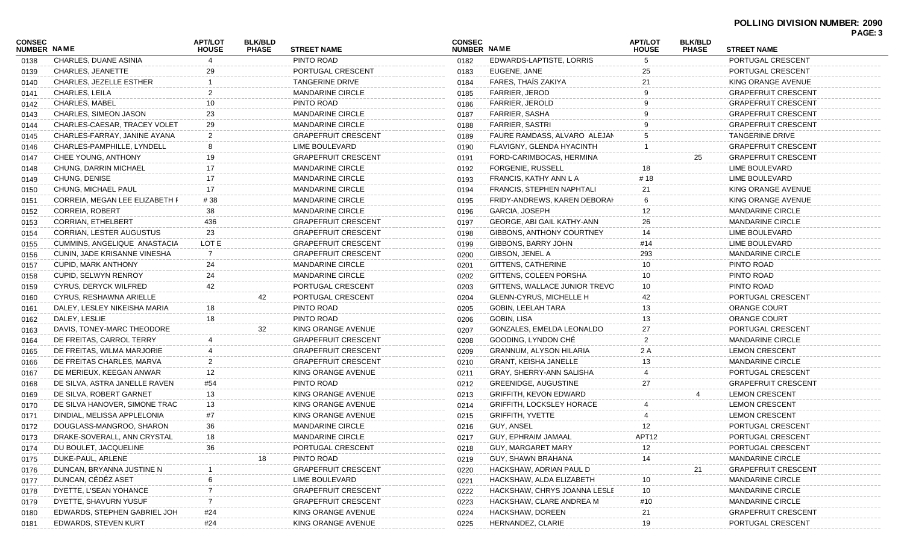**POLLING DIVISION NUMBER: 2090**

| CONSEC NUMBER | NAME | APT/LOT HOUSE | BLK/BLD PHASE | STREET NAME |
|---|---|---|---|---|
| 0138 | CHARLES, DUANE ASINIA | 4 | | PINTO ROAD |
| 0139 | CHARLES, JEANETTE | 29 | | PORTUGAL CRESCENT |
| 0140 | CHARLES, JEZELLE ESTHER | 1 | | TANGERINE DRIVE |
| 0141 | CHARLES, LEILA | 2 | | MANDARINE CIRCLE |
| 0142 | CHARLES, MABEL | 10 | | PINTO ROAD |
| 0143 | CHARLES, SIMEON JASON | 23 | | MANDARINE CIRCLE |
| 0144 | CHARLES-CAESAR, TRACEY VOLET | 29 | | MANDARINE CIRCLE |
| 0145 | CHARLES-FARRAY, JANINE AYANA | 2 | | GRAPEFRUIT CRESCENT |
| 0146 | CHARLES-PAMPHILLE, LYNDELL | 8 | | LIME BOULEVARD |
| 0147 | CHEE YOUNG, ANTHONY | 19 | | GRAPEFRUIT CRESCENT |
| 0148 | CHUNG, DARRIN MICHAEL | 17 | | MANDARINE CIRCLE |
| 0149 | CHUNG, DENISE | 17 | | MANDARINE CIRCLE |
| 0150 | CHUNG, MICHAEL PAUL | 17 | | MANDARINE CIRCLE |
| 0151 | CORREIA, MEGAN LEE ELIZABETH F | # 38 | | MANDARINE CIRCLE |
| 0152 | CORREIA, ROBERT | 38 | | MANDARINE CIRCLE |
| 0153 | CORRIAN, ETHELBERT | 436 | | GRAPEFRUIT CRESCENT |
| 0154 | CORRIAN, LESTER AUGUSTUS | 23 | | GRAPEFRUIT CRESCENT |
| 0155 | CUMMINS, ANGELIQUE ANASTACIA | LOT E | | GRAPEFRUIT CRESCENT |
| 0156 | CUNIN, JADE KRISANNE VINESHA | 7 | | GRAPEFRUIT CRESCENT |
| 0157 | CUPID, MARK ANTHONY | 24 | | MANDARINE CIRCLE |
| 0158 | CUPID, SELWYN RENROY | 24 | | MANDARINE CIRCLE |
| 0159 | CYRUS, DERYCK WILFRED | 42 | | PORTUGAL CRESCENT |
| 0160 | CYRUS, RESHAWNA ARIELLE | | 42 | PORTUGAL CRESCENT |
| 0161 | DALEY, LESLEY NIKEISHA MARIA | 18 | | PINTO ROAD |
| 0162 | DALEY, LESLIE | 18 | | PINTO ROAD |
| 0163 | DAVIS, TONEY-MARC THEODORE | | 32 | KING ORANGE AVENUE |
| 0164 | DE FREITAS, CARROL TERRY | 4 | | GRAPEFRUIT CRESCENT |
| 0165 | DE FREITAS, WILMA MARJORIE | 4 | | GRAPEFRUIT CRESCENT |
| 0166 | DE FREITAS CHARLES, MARVA | 2 | | GRAPEFRUIT CRESCENT |
| 0167 | DE MERIEUX, KEEGAN ANWAR | 12 | | KING ORANGE AVENUE |
| 0168 | DE SILVA, ASTRA JANELLE RAVEN | #54 | | PINTO ROAD |
| 0169 | DE SILVA, ROBERT GARNET | 13 | | KING ORANGE AVENUE |
| 0170 | DE SILVA HANOVER, SIMONE TRAC | 13 | | KING ORANGE AVENUE |
| 0171 | DINDIAL, MELISSA APPLELONIA | #7 | | KING ORANGE AVENUE |
| 0172 | DOUGLASS-MANGROO, SHARON | 36 | | MANDARINE CIRCLE |
| 0173 | DRAKE-SOVERALL, ANN CRYSTAL | 18 | | MANDARINE CIRCLE |
| 0174 | DU BOULET, JACQUELINE | 36 | | PORTUGAL CRESCENT |
| 0175 | DUKE-PAUL, ARLENE | | 18 | PINTO ROAD |
| 0176 | DUNCAN, BRYANNA JUSTINE N | 1 | | GRAPEFRUIT CRESCENT |
| 0177 | DUNCAN, CÉDÉZ ASET | 6 | | LIME BOULEVARD |
| 0178 | DYETTE, L'SEAN YOHANCE | 7 | | GRAPEFRUIT CRESCENT |
| 0179 | DYETTE, SHAVURN YUSUF | 7 | | GRAPEFRUIT CRESCENT |
| 0180 | EDWARDS, STEPHEN GABRIEL JOH | #24 | | KING ORANGE AVENUE |
| 0181 | EDWARDS, STEVEN KURT | #24 | | KING ORANGE AVENUE |
| 0182 | EDWARDS-LAPTISTE, LORRIS | 5 | | PORTUGAL CRESCENT |
| 0183 | EUGENE, JANE | 25 | | PORTUGAL CRESCENT |
| 0184 | FARES, THAÏS ZAKIYA | 21 | | KING ORANGE AVENUE |
| 0185 | FARRIER, JEROD | 9 | | GRAPEFRUIT CRESCENT |
| 0186 | FARRIER, JEROLD | 9 | | GRAPEFRUIT CRESCENT |
| 0187 | FARRIER, SASHA | 9 | | GRAPEFRUIT CRESCENT |
| 0188 | FARRIER, SASTRI | 9 | | GRAPEFRUIT CRESCENT |
| 0189 | FAURE RAMDASS, ALVARO ALEJAN | 5 | | TANGERINE DRIVE |
| 0190 | FLAVIGNY, GLENDA HYACINTH | 1 | | GRAPEFRUIT CRESCENT |
| 0191 | FORD-CARIMBOCAS, HERMINA | | 25 | GRAPEFRUIT CRESCENT |
| 0192 | FORGENIE, RUSSELL | 18 | | LIME BOULEVARD |
| 0193 | FRANCIS, KATHY ANN L A | # 18 | | LIME BOULEVARD |
| 0194 | FRANCIS, STEPHEN NAPHTALI | 21 | | KING ORANGE AVENUE |
| 0195 | FRIDY-ANDREWS, KAREN DEBORAH | 6 | | KING ORANGE AVENUE |
| 0196 | GARCIA, JOSEPH | 12 | | MANDARINE CIRCLE |
| 0197 | GEORGE, ABI GAIL KATHY-ANN | 26 | | MANDARINE CIRCLE |
| 0198 | GIBBONS, ANTHONY COURTNEY | 14 | | LIME BOULEVARD |
| 0199 | GIBBONS, BARRY JOHN | #14 | | LIME BOULEVARD |
| 0200 | GIBSON, JENEL A | 293 | | MANDARINE CIRCLE |
| 0201 | GITTENS, CATHERINE | 10 | | PINTO ROAD |
| 0202 | GITTENS, COLEEN PORSHA | 10 | | PINTO ROAD |
| 0203 | GITTENS, WALLACE JUNIOR TREVO | 10 | | PINTO ROAD |
| 0204 | GLENN-CYRUS, MICHELLE H | 42 | | PORTUGAL CRESCENT |
| 0205 | GOBIN, LEELAH TARA | 13 | | ORANGE COURT |
| 0206 | GOBIN, LISA | 13 | | ORANGE COURT |
| 0207 | GONZALES, EMELDA LEONALDO | 27 | | PORTUGAL CRESCENT |
| 0208 | GOODING, LYNDON CHÉ | 2 | | MANDARINE CIRCLE |
| 0209 | GRANNUM, ALYSON HILARIA | 2 A | | LEMON CRESCENT |
| 0210 | GRANT, KEISHA JANELLE | 13 | | MANDARINE CIRCLE |
| 0211 | GRAY, SHERRY-ANN SALISHA | 4 | | PORTUGAL CRESCENT |
| 0212 | GREENIDGE, AUGUSTINE | 27 | | GRAPEFRUIT CRESCENT |
| 0213 | GRIFFITH, KEVON EDWARD | | 4 | LEMON CRESCENT |
| 0214 | GRIFFITH, LOCKSLEY HORACE | 4 | | LEMON CRESCENT |
| 0215 | GRIFFITH, YVETTE | 4 | | LEMON CRESCENT |
| 0216 | GUY, ANSEL | 12 | | PORTUGAL CRESCENT |
| 0217 | GUY, EPHRAIM JAMAAL | APT12 | | PORTUGAL CRESCENT |
| 0218 | GUY, MARGARET MARY | 12 | | PORTUGAL CRESCENT |
| 0219 | GUY, SHAWN BRAHANA | 14 | | MANDARINE CIRCLE |
| 0220 | HACKSHAW, ADRIAN PAUL D | | 21 | GRAPEFRUIT CRESCENT |
| 0221 | HACKSHAW, ALDA ELIZABETH | 10 | | MANDARINE CIRCLE |
| 0222 | HACKSHAW, CHRYS JOANNA LESLE | 10 | | MANDARINE CIRCLE |
| 0223 | HACKSHAW, CLARE ANDREA M | #10 | | MANDARINE CIRCLE |
| 0224 | HACKSHAW, DOREEN | 21 | | GRAPEFRUIT CRESCENT |
| 0225 | HERNANDEZ, CLARIE | 19 | | PORTUGAL CRESCENT |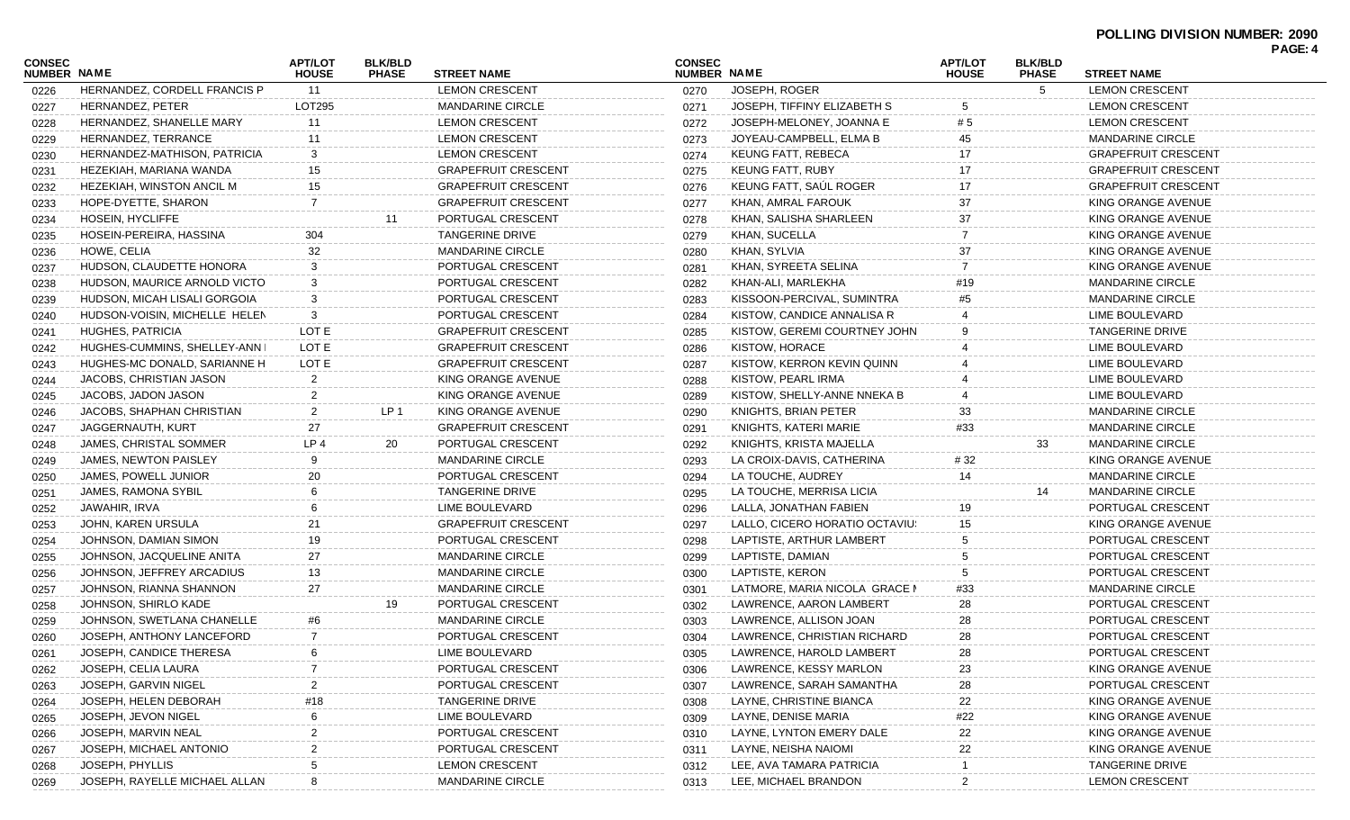**POLLING DIVISION NUMBER: 2090**

| CONSEC NUMBER | NAME | APT/LOT HOUSE | BLK/BLD PHASE | STREET NAME |
|---|---|---|---|---|
| 0226 | HERNANDEZ, CORDELL FRANCIS P | 11 | | LEMON CRESCENT |
| 0227 | HERNANDEZ, PETER | LOT295 | | MANDARINE CIRCLE |
| 0228 | HERNANDEZ, SHANELLE MARY | 11 | | LEMON CRESCENT |
| 0229 | HERNANDEZ, TERRANCE | 11 | | LEMON CRESCENT |
| 0230 | HERNANDEZ-MATHISON, PATRICIA | 3 | | LEMON CRESCENT |
| 0231 | HEZEKIAH, MARIANA WANDA | 15 | | GRAPEFRUIT CRESCENT |
| 0232 | HEZEKIAH, WINSTON ANCIL M | 15 | | GRAPEFRUIT CRESCENT |
| 0233 | HOPE-DYETTE, SHARON | 7 | | GRAPEFRUIT CRESCENT |
| 0234 | HOSEIN, HYCLIFFE | | 11 | PORTUGAL CRESCENT |
| 0235 | HOSEIN-PEREIRA, HASSINA | 304 | | TANGERINE DRIVE |
| 0236 | HOWE, CELIA | 32 | | MANDARINE CIRCLE |
| 0237 | HUDSON, CLAUDETTE HONORA | 3 | | PORTUGAL CRESCENT |
| 0238 | HUDSON, MAURICE ARNOLD VICTO | 3 | | PORTUGAL CRESCENT |
| 0239 | HUDSON, MICAH LISALI GORGOIA | 3 | | PORTUGAL CRESCENT |
| 0240 | HUDSON-VOISIN, MICHELLE HELEN | 3 | | PORTUGAL CRESCENT |
| 0241 | HUGHES, PATRICIA | LOT E | | GRAPEFRUIT CRESCENT |
| 0242 | HUGHES-CUMMINS, SHELLEY-ANN I | LOT E | | GRAPEFRUIT CRESCENT |
| 0243 | HUGHES-MC DONALD, SARIANNE H | LOT E | | GRAPEFRUIT CRESCENT |
| 0244 | JACOBS, CHRISTIAN JASON | 2 | | KING ORANGE AVENUE |
| 0245 | JACOBS, JADON JASON | 2 | | KING ORANGE AVENUE |
| 0246 | JACOBS, SHAPHAN CHRISTIAN | 2 | LP 1 | KING ORANGE AVENUE |
| 0247 | JAGGERNAUTH, KURT | 27 | | GRAPEFRUIT CRESCENT |
| 0248 | JAMES, CHRISTAL SOMMER | LP 4 | 20 | PORTUGAL CRESCENT |
| 0249 | JAMES, NEWTON PAISLEY | 9 | | MANDARINE CIRCLE |
| 0250 | JAMES, POWELL JUNIOR | 20 | | PORTUGAL CRESCENT |
| 0251 | JAMES, RAMONA SYBIL | 6 | | TANGERINE DRIVE |
| 0252 | JAWAHIR, IRVA | 6 | | LIME BOULEVARD |
| 0253 | JOHN, KAREN URSULA | 21 | | GRAPEFRUIT CRESCENT |
| 0254 | JOHNSON, DAMIAN SIMON | 19 | | PORTUGAL CRESCENT |
| 0255 | JOHNSON, JACQUELINE ANITA | 27 | | MANDARINE CIRCLE |
| 0256 | JOHNSON, JEFFREY ARCADIUS | 13 | | MANDARINE CIRCLE |
| 0257 | JOHNSON, RIANNA SHANNON | 27 | | MANDARINE CIRCLE |
| 0258 | JOHNSON, SHIRLO KADE | | 19 | PORTUGAL CRESCENT |
| 0259 | JOHNSON, SWETLANA CHANELLE | #6 | | MANDARINE CIRCLE |
| 0260 | JOSEPH, ANTHONY LANCEFORD | 7 | | PORTUGAL CRESCENT |
| 0261 | JOSEPH, CANDICE THERESA | 6 | | LIME BOULEVARD |
| 0262 | JOSEPH, CELIA LAURA | 7 | | PORTUGAL CRESCENT |
| 0263 | JOSEPH, GARVIN NIGEL | 2 | | PORTUGAL CRESCENT |
| 0264 | JOSEPH, HELEN DEBORAH | #18 | | TANGERINE DRIVE |
| 0265 | JOSEPH, JEVON NIGEL | 6 | | LIME BOULEVARD |
| 0266 | JOSEPH, MARVIN NEAL | 2 | | PORTUGAL CRESCENT |
| 0267 | JOSEPH, MICHAEL ANTONIO | 2 | | PORTUGAL CRESCENT |
| 0268 | JOSEPH, PHYLLIS | 5 | | LEMON CRESCENT |
| 0269 | JOSEPH, RAYELLE MICHAEL ALLAN | 8 | | MANDARINE CIRCLE |
| 0270 | JOSEPH, ROGER | | 5 | LEMON CRESCENT |
| 0271 | JOSEPH, TIFFINY ELIZABETH S | 5 | | LEMON CRESCENT |
| 0272 | JOSEPH-MELONEY, JOANNA E | # 5 | | LEMON CRESCENT |
| 0273 | JOYEAU-CAMPBELL, ELMA B | 45 | | MANDARINE CIRCLE |
| 0274 | KEUNG FATT, REBECA | 17 | | GRAPEFRUIT CRESCENT |
| 0275 | KEUNG FATT, RUBY | 17 | | GRAPEFRUIT CRESCENT |
| 0276 | KEUNG FATT, SAÚL ROGER | 17 | | GRAPEFRUIT CRESCENT |
| 0277 | KHAN, AMRAL FAROUK | 37 | | KING ORANGE AVENUE |
| 0278 | KHAN, SALISHA SHARLEEN | 37 | | KING ORANGE AVENUE |
| 0279 | KHAN, SUCELLA | 7 | | KING ORANGE AVENUE |
| 0280 | KHAN, SYLVIA | 37 | | KING ORANGE AVENUE |
| 0281 | KHAN, SYREETA SELINA | 7 | | KING ORANGE AVENUE |
| 0282 | KHAN-ALI, MARLEKHA | #19 | | MANDARINE CIRCLE |
| 0283 | KISSOON-PERCIVAL, SUMINTRA | #5 | | MANDARINE CIRCLE |
| 0284 | KISTOW, CANDICE ANNALISA R | 4 | | LIME BOULEVARD |
| 0285 | KISTOW, GEREMI COURTNEY JOHN | 9 | | TANGERINE DRIVE |
| 0286 | KISTOW, HORACE | 4 | | LIME BOULEVARD |
| 0287 | KISTOW, KERRON KEVIN QUINN | 4 | | LIME BOULEVARD |
| 0288 | KISTOW, PEARL IRMA | 4 | | LIME BOULEVARD |
| 0289 | KISTOW, SHELLY-ANNE NNEKA B | 4 | | LIME BOULEVARD |
| 0290 | KNIGHTS, BRIAN PETER | 33 | | MANDARINE CIRCLE |
| 0291 | KNIGHTS, KATERI MARIE | #33 | | MANDARINE CIRCLE |
| 0292 | KNIGHTS, KRISTA MAJELLA | | 33 | MANDARINE CIRCLE |
| 0293 | LA CROIX-DAVIS, CATHERINA | # 32 | | KING ORANGE AVENUE |
| 0294 | LA TOUCHE, AUDREY | 14 | | MANDARINE CIRCLE |
| 0295 | LA TOUCHE, MERRISA LICIA | | 14 | MANDARINE CIRCLE |
| 0296 | LALLA, JONATHAN FABIEN | 19 | | PORTUGAL CRESCENT |
| 0297 | LALLO, CICERO HORATIO OCTAVIU: | 15 | | KING ORANGE AVENUE |
| 0298 | LAPTISTE, ARTHUR LAMBERT | 5 | | PORTUGAL CRESCENT |
| 0299 | LAPTISTE, DAMIAN | 5 | | PORTUGAL CRESCENT |
| 0300 | LAPTISTE, KERON | 5 | | PORTUGAL CRESCENT |
| 0301 | LATMORE, MARIA NICOLA GRACE I | #33 | | MANDARINE CIRCLE |
| 0302 | LAWRENCE, AARON LAMBERT | 28 | | PORTUGAL CRESCENT |
| 0303 | LAWRENCE, ALLISON JOAN | 28 | | PORTUGAL CRESCENT |
| 0304 | LAWRENCE, CHRISTIAN RICHARD | 28 | | PORTUGAL CRESCENT |
| 0305 | LAWRENCE, HAROLD LAMBERT | 28 | | PORTUGAL CRESCENT |
| 0306 | LAWRENCE, KESSY MARLON | 23 | | KING ORANGE AVENUE |
| 0307 | LAWRENCE, SARAH SAMANTHA | 28 | | PORTUGAL CRESCENT |
| 0308 | LAYNE, CHRISTINE BIANCA | 22 | | KING ORANGE AVENUE |
| 0309 | LAYNE, DENISE MARIA | #22 | | KING ORANGE AVENUE |
| 0310 | LAYNE, LYNTON EMERY DALE | 22 | | KING ORANGE AVENUE |
| 0311 | LAYNE, NEISHA NAIOMI | 22 | | KING ORANGE AVENUE |
| 0312 | LEE, AVA TAMARA PATRICIA | 1 | | TANGERINE DRIVE |
| 0313 | LEE, MICHAEL BRANDON | 2 | | LEMON CRESCENT |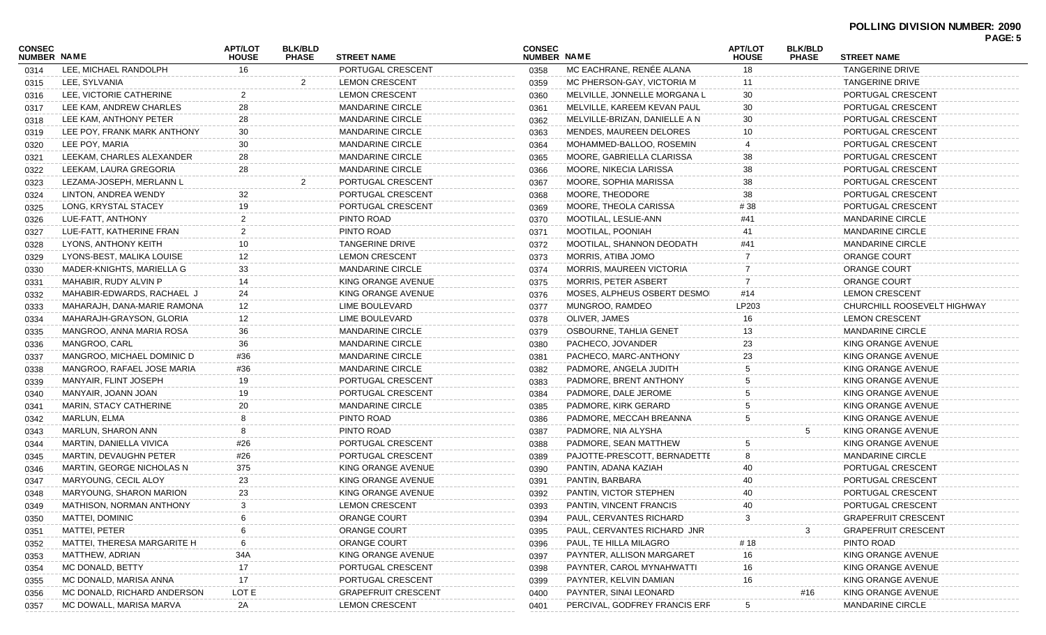**POLLING DIVISION NUMBER: 2090**

| CONSEC NUMBER | NAME | APT/LOT HOUSE | BLK/BLD PHASE | STREET NAME |
|---|---|---|---|---|
| 0314 | LEE, MICHAEL RANDOLPH | 16 | | PORTUGAL CRESCENT |
| 0315 | LEE, SYLVANIA | | 2 | LEMON CRESCENT |
| 0316 | LEE, VICTORIE CATHERINE | 2 | | LEMON CRESCENT |
| 0317 | LEE KAM, ANDREW CHARLES | 28 | | MANDARINE CIRCLE |
| 0318 | LEE KAM, ANTHONY PETER | 28 | | MANDARINE CIRCLE |
| 0319 | LEE POY, FRANK MARK ANTHONY | 30 | | MANDARINE CIRCLE |
| 0320 | LEE POY, MARIA | 30 | | MANDARINE CIRCLE |
| 0321 | LEEKAM, CHARLES ALEXANDER | 28 | | MANDARINE CIRCLE |
| 0322 | LEEKAM, LAURA GREGORIA | 28 | | MANDARINE CIRCLE |
| 0323 | LEZAMA-JOSEPH, MERLANN L | | 2 | PORTUGAL CRESCENT |
| 0324 | LINTON, ANDREA WENDY | 32 | | PORTUGAL CRESCENT |
| 0325 | LONG, KRYSTAL STACEY | 19 | | PORTUGAL CRESCENT |
| 0326 | LUE-FATT, ANTHONY | 2 | | PINTO ROAD |
| 0327 | LUE-FATT, KATHERINE FRAN | 2 | | PINTO ROAD |
| 0328 | LYONS, ANTHONY KEITH | 10 | | TANGERINE DRIVE |
| 0329 | LYONS-BEST, MALIKA LOUISE | 12 | | LEMON CRESCENT |
| 0330 | MADER-KNIGHTS, MARIELLA G | 33 | | MANDARINE CIRCLE |
| 0331 | MAHABIR, RUDY ALVIN P | 14 | | KING ORANGE AVENUE |
| 0332 | MAHABIR-EDWARDS, RACHAEL J | 24 | | KING ORANGE AVENUE |
| 0333 | MAHARAJH, DANA-MARIE RAMONA | 12 | | LIME BOULEVARD |
| 0334 | MAHARAJH-GRAYSON, GLORIA | 12 | | LIME BOULEVARD |
| 0335 | MANGROO, ANNA MARIA ROSA | 36 | | MANDARINE CIRCLE |
| 0336 | MANGROO, CARL | 36 | | MANDARINE CIRCLE |
| 0337 | MANGROO, MICHAEL DOMINIC D | #36 | | MANDARINE CIRCLE |
| 0338 | MANGROO, RAFAEL JOSE MARIA | #36 | | MANDARINE CIRCLE |
| 0339 | MANYAIR, FLINT JOSEPH | 19 | | PORTUGAL CRESCENT |
| 0340 | MANYAIR, JOANN JOAN | 19 | | PORTUGAL CRESCENT |
| 0341 | MARIN, STACY CATHERINE | 20 | | MANDARINE CIRCLE |
| 0342 | MARLUN, ELMA | 8 | | PINTO ROAD |
| 0343 | MARLUN, SHARON ANN | 8 | | PINTO ROAD |
| 0344 | MARTIN, DANIELLA VIVICA | #26 | | PORTUGAL CRESCENT |
| 0345 | MARTIN, DEVAUGHN PETER | #26 | | PORTUGAL CRESCENT |
| 0346 | MARTIN, GEORGE NICHOLAS N | 375 | | KING ORANGE AVENUE |
| 0347 | MARYOUNG, CECIL ALOY | 23 | | KING ORANGE AVENUE |
| 0348 | MARYOUNG, SHARON MARION | 23 | | KING ORANGE AVENUE |
| 0349 | MATHISON, NORMAN ANTHONY | 3 | | LEMON CRESCENT |
| 0350 | MATTEI, DOMINIC | 6 | | ORANGE COURT |
| 0351 | MATTEI, PETER | 6 | | ORANGE COURT |
| 0352 | MATTEI, THERESA MARGARITE H | 6 | | ORANGE COURT |
| 0353 | MATTHEW, ADRIAN | 34A | | KING ORANGE AVENUE |
| 0354 | MC DONALD, BETTY | 17 | | PORTUGAL CRESCENT |
| 0355 | MC DONALD, MARISA ANNA | 17 | | PORTUGAL CRESCENT |
| 0356 | MC DONALD, RICHARD ANDERSON | LOT E | | GRAPEFRUIT CRESCENT |
| 0357 | MC DOWALL, MARISA MARVA | 2A | | LEMON CRESCENT |
| 0358 | MC EACHRANE, RENÉE ALANA | 18 | | TANGERINE DRIVE |
| 0359 | MC PHERSON-GAY, VICTORIA M | 11 | | TANGERINE DRIVE |
| 0360 | MELVILLE, JONNELLE MORGANA L | 30 | | PORTUGAL CRESCENT |
| 0361 | MELVILLE, KAREEM KEVAN PAUL | 30 | | PORTUGAL CRESCENT |
| 0362 | MELVILLE-BRIZAN, DANIELLE A N | 30 | | PORTUGAL CRESCENT |
| 0363 | MENDES, MAUREEN DELORES | 10 | | PORTUGAL CRESCENT |
| 0364 | MOHAMMED-BALLOO, ROSEMIN | 4 | | PORTUGAL CRESCENT |
| 0365 | MOORE, GABRIELLA CLARISSA | 38 | | PORTUGAL CRESCENT |
| 0366 | MOORE, NIKECIA LARISSA | 38 | | PORTUGAL CRESCENT |
| 0367 | MOORE, SOPHIA MARISSA | 38 | | PORTUGAL CRESCENT |
| 0368 | MOORE, THEODORE | 38 | | PORTUGAL CRESCENT |
| 0369 | MOORE, THEOLA CARISSA | # 38 | | PORTUGAL CRESCENT |
| 0370 | MOOTILAL, LESLIE-ANN | #41 | | MANDARINE CIRCLE |
| 0371 | MOOTILAL, POONIAH | 41 | | MANDARINE CIRCLE |
| 0372 | MOOTILAL, SHANNON DEODATH | #41 | | MANDARINE CIRCLE |
| 0373 | MORRIS, ATIBA JOMO | 7 | | ORANGE COURT |
| 0374 | MORRIS, MAUREEN VICTORIA | 7 | | ORANGE COURT |
| 0375 | MORRIS, PETER ASBERT | 7 | | ORANGE COURT |
| 0376 | MOSES, ALPHEUS OSBERT DESMO | #14 | | LEMON CRESCENT |
| 0377 | MUNGROO, RAMDEO | LP203 | | CHURCHILL ROOSEVELT HIGHWAY |
| 0378 | OLIVER, JAMES | 16 | | LEMON CRESCENT |
| 0379 | OSBOURNE, TAHLIA GENET | 13 | | MANDARINE CIRCLE |
| 0380 | PACHECO, JOVANDER | 23 | | KING ORANGE AVENUE |
| 0381 | PACHECO, MARC-ANTHONY | 23 | | KING ORANGE AVENUE |
| 0382 | PADMORE, ANGELA JUDITH | 5 | | KING ORANGE AVENUE |
| 0383 | PADMORE, BRENT ANTHONY | 5 | | KING ORANGE AVENUE |
| 0384 | PADMORE, DALE JEROME | 5 | | KING ORANGE AVENUE |
| 0385 | PADMORE, KIRK GERARD | 5 | | KING ORANGE AVENUE |
| 0386 | PADMORE, MECCAH BREANNA | 5 | | KING ORANGE AVENUE |
| 0387 | PADMORE, NIA ALYSHA | | 5 | KING ORANGE AVENUE |
| 0388 | PADMORE, SEAN MATTHEW | 5 | | KING ORANGE AVENUE |
| 0389 | PAJOTTE-PRESCOTT, BERNADETTE | 8 | | MANDARINE CIRCLE |
| 0390 | PANTIN, ADANA KAZIAH | 40 | | PORTUGAL CRESCENT |
| 0391 | PANTIN, BARBARA | 40 | | PORTUGAL CRESCENT |
| 0392 | PANTIN, VICTOR STEPHEN | 40 | | PORTUGAL CRESCENT |
| 0393 | PANTIN, VINCENT FRANCIS | 40 | | PORTUGAL CRESCENT |
| 0394 | PAUL, CERVANTES RICHARD | 3 | | GRAPEFRUIT CRESCENT |
| 0395 | PAUL, CERVANTES RICHARD JNR | | 3 | GRAPEFRUIT CRESCENT |
| 0396 | PAUL, TE HILLA MILAGRO | # 18 | | PINTO ROAD |
| 0397 | PAYNTER, ALLISON MARGARET | 16 | | KING ORANGE AVENUE |
| 0398 | PAYNTER, CAROL MYNAHWATTI | 16 | | KING ORANGE AVENUE |
| 0399 | PAYNTER, KELVIN DAMIAN | 16 | | KING ORANGE AVENUE |
| 0400 | PAYNTER, SINAI LEONARD | | #16 | KING ORANGE AVENUE |
| 0401 | PERCIVAL, GODFREY FRANCIS ERF | 5 | | MANDARINE CIRCLE |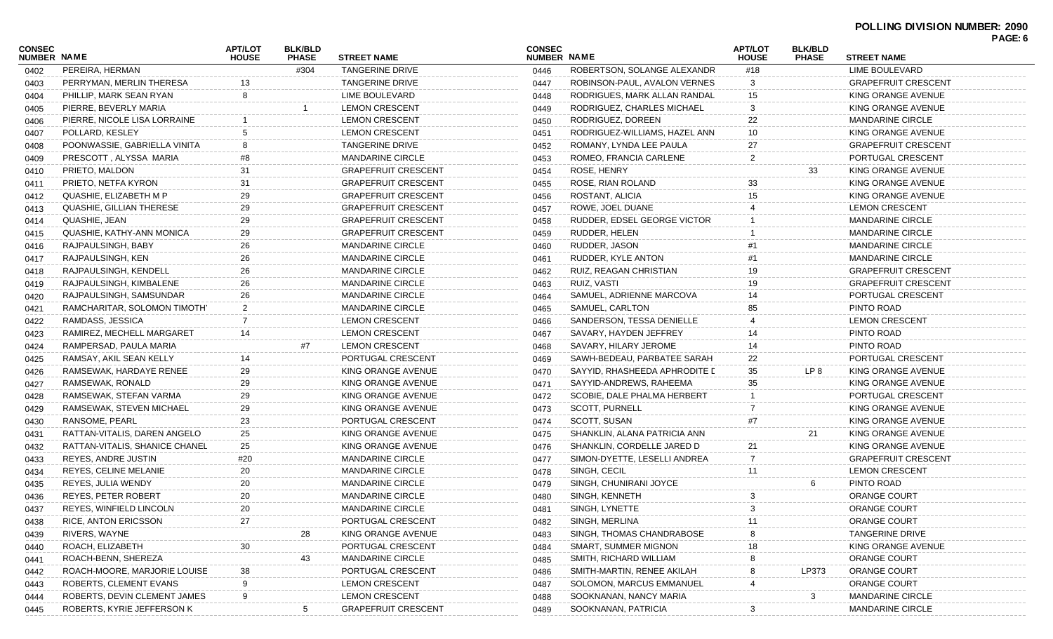**POLLING DIVISION NUMBER: 2090**

| CONSEC NUMBER | NAME | APT/LOT HOUSE | BLK/BLD PHASE | STREET NAME |
|---|---|---|---|---|
| 0402 | PEREIRA, HERMAN | | #304 | TANGERINE DRIVE |
| 0403 | PERRYMAN, MERLIN THERESA | 13 | | TANGERINE DRIVE |
| 0404 | PHILLIP, MARK SEAN RYAN | 8 | | LIME BOULEVARD |
| 0405 | PIERRE, BEVERLY MARIA | | 1 | LEMON CRESCENT |
| 0406 | PIERRE, NICOLE LISA LORRAINE | 1 | | LEMON CRESCENT |
| 0407 | POLLARD, KESLEY | 5 | | LEMON CRESCENT |
| 0408 | POONWASSIE, GABRIELLA VINITA | 8 | | TANGERINE DRIVE |
| 0409 | PRESCOTT , ALYSSA MARIA | #8 | | MANDARINE CIRCLE |
| 0410 | PRIETO, MALDON | 31 | | GRAPEFRUIT CRESCENT |
| 0411 | PRIETO, NETFA KYRON | 31 | | GRAPEFRUIT CRESCENT |
| 0412 | QUASHIE, ELIZABETH M P | 29 | | GRAPEFRUIT CRESCENT |
| 0413 | QUASHIE, GILLIAN THERESE | 29 | | GRAPEFRUIT CRESCENT |
| 0414 | QUASHIE, JEAN | 29 | | GRAPEFRUIT CRESCENT |
| 0415 | QUASHIE, KATHY-ANN MONICA | 29 | | GRAPEFRUIT CRESCENT |
| 0416 | RAJPAULSINGH, BABY | 26 | | MANDARINE CIRCLE |
| 0417 | RAJPAULSINGH, KEN | 26 | | MANDARINE CIRCLE |
| 0418 | RAJPAULSINGH, KENDELL | 26 | | MANDARINE CIRCLE |
| 0419 | RAJPAULSINGH, KIMBALENE | 26 | | MANDARINE CIRCLE |
| 0420 | RAJPAULSINGH, SAMSUNDAR | 26 | | MANDARINE CIRCLE |
| 0421 | RAMCHARITAR, SOLOMON TIMOTH' | 2 | | MANDARINE CIRCLE |
| 0422 | RAMDASS, JESSICA | 7 | | LEMON CRESCENT |
| 0423 | RAMIREZ, MECHELL MARGARET | 14 | | LEMON CRESCENT |
| 0424 | RAMPERSAD, PAULA MARIA | | #7 | LEMON CRESCENT |
| 0425 | RAMSAY, AKIL SEAN KELLY | 14 | | PORTUGAL CRESCENT |
| 0426 | RAMSEWAK, HARDAYE RENEE | 29 | | KING ORANGE AVENUE |
| 0427 | RAMSEWAK, RONALD | 29 | | KING ORANGE AVENUE |
| 0428 | RAMSEWAK, STEFAN VARMA | 29 | | KING ORANGE AVENUE |
| 0429 | RAMSEWAK, STEVEN MICHAEL | 29 | | KING ORANGE AVENUE |
| 0430 | RANSOME, PEARL | 23 | | PORTUGAL CRESCENT |
| 0431 | RATTAN-VITALIS, DAREN ANGELO | 25 | | KING ORANGE AVENUE |
| 0432 | RATTAN-VITALIS, SHANICE CHANEL | 25 | | KING ORANGE AVENUE |
| 0433 | REYES, ANDRE JUSTIN | #20 | | MANDARINE CIRCLE |
| 0434 | REYES, CELINE MELANIE | 20 | | MANDARINE CIRCLE |
| 0435 | REYES, JULIA WENDY | 20 | | MANDARINE CIRCLE |
| 0436 | REYES, PETER ROBERT | 20 | | MANDARINE CIRCLE |
| 0437 | REYES, WINFIELD LINCOLN | 20 | | MANDARINE CIRCLE |
| 0438 | RICE, ANTON ERICSSON | 27 | | PORTUGAL CRESCENT |
| 0439 | RIVERS, WAYNE | | 28 | KING ORANGE AVENUE |
| 0440 | ROACH, ELIZABETH | 30 | | PORTUGAL CRESCENT |
| 0441 | ROACH-BENN, SHEREZA | | 43 | MANDARINE CIRCLE |
| 0442 | ROACH-MOORE, MARJORIE LOUISE | 38 | | PORTUGAL CRESCENT |
| 0443 | ROBERTS, CLEMENT EVANS | 9 | | LEMON CRESCENT |
| 0444 | ROBERTS, DEVIN CLEMENT JAMES | 9 | | LEMON CRESCENT |
| 0445 | ROBERTS, KYRIE JEFFERSON K | | 5 | GRAPEFRUIT CRESCENT |
| 0446 | ROBERTSON, SOLANGE ALEXANDR | #18 | | LIME BOULEVARD |
| 0447 | ROBINSON-PAUL, AVALON VERNES | 3 | | GRAPEFRUIT CRESCENT |
| 0448 | RODRIGUES, MARK ALLAN RANDAL | 15 | | KING ORANGE AVENUE |
| 0449 | RODRIGUEZ, CHARLES MICHAEL | 3 | | KING ORANGE AVENUE |
| 0450 | RODRIGUEZ, DOREEN | 22 | | MANDARINE CIRCLE |
| 0451 | RODRIGUEZ-WILLIAMS, HAZEL ANN | 10 | | KING ORANGE AVENUE |
| 0452 | ROMANY, LYNDA LEE PAULA | 27 | | GRAPEFRUIT CRESCENT |
| 0453 | ROMEO, FRANCIA CARLENE | 2 | | PORTUGAL CRESCENT |
| 0454 | ROSE, HENRY | | 33 | KING ORANGE AVENUE |
| 0455 | ROSE, RIAN ROLAND | 33 | | KING ORANGE AVENUE |
| 0456 | ROSTANT, ALICIA | 15 | | KING ORANGE AVENUE |
| 0457 | ROWE, JOEL DUANE | 4 | | LEMON CRESCENT |
| 0458 | RUDDER, EDSEL GEORGE VICTOR | 1 | | MANDARINE CIRCLE |
| 0459 | RUDDER, HELEN | 1 | | MANDARINE CIRCLE |
| 0460 | RUDDER, JASON | #1 | | MANDARINE CIRCLE |
| 0461 | RUDDER, KYLE ANTON | #1 | | MANDARINE CIRCLE |
| 0462 | RUIZ, REAGAN CHRISTIAN | 19 | | GRAPEFRUIT CRESCENT |
| 0463 | RUIZ, VASTI | 19 | | GRAPEFRUIT CRESCENT |
| 0464 | SAMUEL, ADRIENNE MARCOVA | 14 | | PORTUGAL CRESCENT |
| 0465 | SAMUEL, CARLTON | 85 | | PINTO ROAD |
| 0466 | SANDERSON, TESSA DENIELLE | 4 | | LEMON CRESCENT |
| 0467 | SAVARY, HAYDEN JEFFREY | 14 | | PINTO ROAD |
| 0468 | SAVARY, HILARY JEROME | 14 | | PINTO ROAD |
| 0469 | SAWH-BEDEAU, PARBATEE SARAH | 22 | | PORTUGAL CRESCENT |
| 0470 | SAYYID, RHASHEEDA APHRODITE D | 35 | LP 8 | KING ORANGE AVENUE |
| 0471 | SAYYID-ANDREWS, RAHEEMA | 35 | | KING ORANGE AVENUE |
| 0472 | SCOBIE, DALE PHALMA HERBERT | 1 | | PORTUGAL CRESCENT |
| 0473 | SCOTT, PURNELL | 7 | | KING ORANGE AVENUE |
| 0474 | SCOTT, SUSAN | #7 | | KING ORANGE AVENUE |
| 0475 | SHANKLIN, ALANA PATRICIA ANN | | 21 | KING ORANGE AVENUE |
| 0476 | SHANKLIN, CORDELLE JARED D | 21 | | KING ORANGE AVENUE |
| 0477 | SIMON-DYETTE, LESELLI ANDREA | 7 | | GRAPEFRUIT CRESCENT |
| 0478 | SINGH, CECIL | 11 | | LEMON CRESCENT |
| 0479 | SINGH, CHUNIRANI JOYCE | | 6 | PINTO ROAD |
| 0480 | SINGH, KENNETH | 3 | | ORANGE COURT |
| 0481 | SINGH, LYNETTE | 3 | | ORANGE COURT |
| 0482 | SINGH, MERLINA | 11 | | ORANGE COURT |
| 0483 | SINGH, THOMAS CHANDRABOSE | 8 | | TANGERINE DRIVE |
| 0484 | SMART, SUMMER MIGNON | 18 | | KING ORANGE AVENUE |
| 0485 | SMITH, RICHARD WILLIAM | 8 | | ORANGE COURT |
| 0486 | SMITH-MARTIN, RENEE AKILAH | 8 | LP373 | ORANGE COURT |
| 0487 | SOLOMON, MARCUS EMMANUEL | 4 | | ORANGE COURT |
| 0488 | SOOKNANAN, NANCY MARIA | | 3 | MANDARINE CIRCLE |
| 0489 | SOOKNANAN, PATRICIA | 3 | | MANDARINE CIRCLE |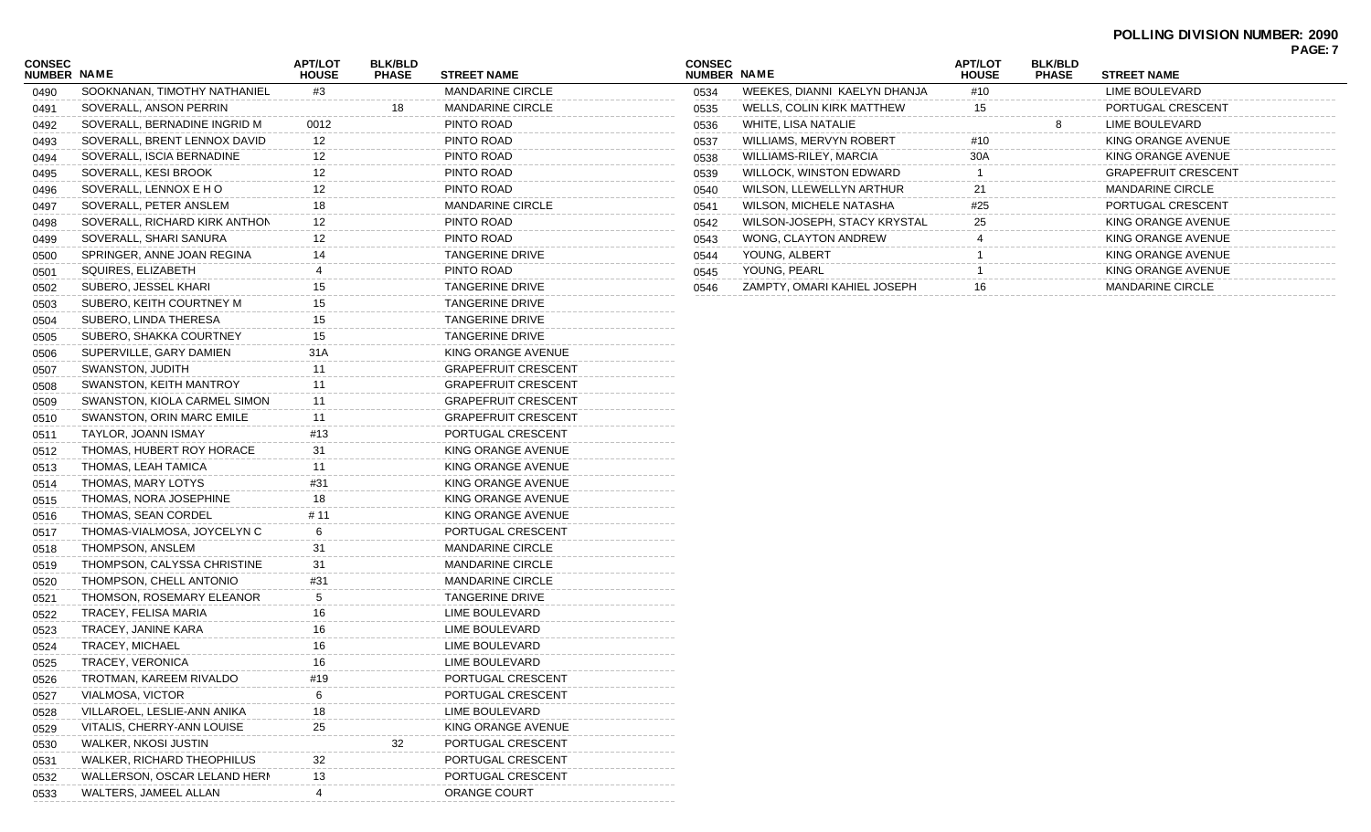**POLLING DIVISION NUMBER: 2090**

| CONSEC NUMBER | NAME | APT/LOT HOUSE | BLK/BLD PHASE | STREET NAME |
|---|---|---|---|---|
| 0490 | SOOKNANAN, TIMOTHY NATHANIEL | #3 | | MANDARINE CIRCLE |
| 0491 | SOVERALL, ANSON PERRIN | | 18 | MANDARINE CIRCLE |
| 0492 | SOVERALL, BERNADINE INGRID M | 0012 | | PINTO ROAD |
| 0493 | SOVERALL, BRENT LENNOX DAVID | 12 | | PINTO ROAD |
| 0494 | SOVERALL, ISCIA BERNADINE | 12 | | PINTO ROAD |
| 0495 | SOVERALL, KESI BROOK | 12 | | PINTO ROAD |
| 0496 | SOVERALL, LENNOX E H O | 12 | | PINTO ROAD |
| 0497 | SOVERALL, PETER ANSLEM | 18 | | MANDARINE CIRCLE |
| 0498 | SOVERALL, RICHARD KIRK ANTHON | 12 | | PINTO ROAD |
| 0499 | SOVERALL, SHARI SANURA | 12 | | PINTO ROAD |
| 0500 | SPRINGER, ANNE JOAN REGINA | 14 | | TANGERINE DRIVE |
| 0501 | SQUIRES, ELIZABETH | 4 | | PINTO ROAD |
| 0502 | SUBERO, JESSEL KHARI | 15 | | TANGERINE DRIVE |
| 0503 | SUBERO, KEITH COURTNEY M | 15 | | TANGERINE DRIVE |
| 0504 | SUBERO, LINDA THERESA | 15 | | TANGERINE DRIVE |
| 0505 | SUBERO, SHAKKA COURTNEY | 15 | | TANGERINE DRIVE |
| 0506 | SUPERVILLE, GARY DAMIEN | 31A | | KING ORANGE AVENUE |
| 0507 | SWANSTON, JUDITH | 11 | | GRAPEFRUIT CRESCENT |
| 0508 | SWANSTON, KEITH MANTROY | 11 | | GRAPEFRUIT CRESCENT |
| 0509 | SWANSTON, KIOLA CARMEL SIMON | 11 | | GRAPEFRUIT CRESCENT |
| 0510 | SWANSTON, ORIN MARC EMILE | 11 | | GRAPEFRUIT CRESCENT |
| 0511 | TAYLOR, JOANN ISMAY | #13 | | PORTUGAL CRESCENT |
| 0512 | THOMAS, HUBERT ROY HORACE | 31 | | KING ORANGE AVENUE |
| 0513 | THOMAS, LEAH TAMICA | 11 | | KING ORANGE AVENUE |
| 0514 | THOMAS, MARY LOTYS | #31 | | KING ORANGE AVENUE |
| 0515 | THOMAS, NORA JOSEPHINE | 18 | | KING ORANGE AVENUE |
| 0516 | THOMAS, SEAN CORDEL | # 11 | | KING ORANGE AVENUE |
| 0517 | THOMAS-VIALMOSA, JOYCELYN C | 6 | | PORTUGAL CRESCENT |
| 0518 | THOMPSON, ANSLEM | 31 | | MANDARINE CIRCLE |
| 0519 | THOMPSON, CALYSSA CHRISTINE | 31 | | MANDARINE CIRCLE |
| 0520 | THOMPSON, CHELL ANTONIO | #31 | | MANDARINE CIRCLE |
| 0521 | THOMSON, ROSEMARY ELEANOR | 5 | | TANGERINE DRIVE |
| 0522 | TRACEY, FELISA MARIA | 16 | | LIME BOULEVARD |
| 0523 | TRACEY, JANINE KARA | 16 | | LIME BOULEVARD |
| 0524 | TRACEY, MICHAEL | 16 | | LIME BOULEVARD |
| 0525 | TRACEY, VERONICA | 16 | | LIME BOULEVARD |
| 0526 | TROTMAN, KAREEM RIVALDO | #19 | | PORTUGAL CRESCENT |
| 0527 | VIALMOSA, VICTOR | 6 | | PORTUGAL CRESCENT |
| 0528 | VILLAROEL, LESLIE-ANN ANIKA | 18 | | LIME BOULEVARD |
| 0529 | VITALIS, CHERRY-ANN LOUISE | 25 | | KING ORANGE AVENUE |
| 0530 | WALKER, NKOSI JUSTIN | | 32 | PORTUGAL CRESCENT |
| 0531 | WALKER, RICHARD THEOPHILUS | 32 | | PORTUGAL CRESCENT |
| 0532 | WALLERSON, OSCAR LELAND HERI | 13 | | PORTUGAL CRESCENT |
| 0533 | WALTERS, JAMEEL ALLAN | 4 | | ORANGE COURT |
| 0534 | WEEKES, DIANNI KAELYN DHANJA | #10 | | LIME BOULEVARD |
| 0535 | WELLS, COLIN KIRK MATTHEW | 15 | | PORTUGAL CRESCENT |
| 0536 | WHITE, LISA NATALIE | | 8 | LIME BOULEVARD |
| 0537 | WILLIAMS, MERVYN ROBERT | #10 | | KING ORANGE AVENUE |
| 0538 | WILLIAMS-RILEY, MARCIA | 30A | | KING ORANGE AVENUE |
| 0539 | WILLOCK, WINSTON EDWARD | 1 | | GRAPEFRUIT CRESCENT |
| 0540 | WILSON, LLEWELLYN ARTHUR | 21 | | MANDARINE CIRCLE |
| 0541 | WILSON, MICHELE NATASHA | #25 | | PORTUGAL CRESCENT |
| 0542 | WILSON-JOSEPH, STACY KRYSTAL | 25 | | KING ORANGE AVENUE |
| 0543 | WONG, CLAYTON ANDREW | 4 | | KING ORANGE AVENUE |
| 0544 | YOUNG, ALBERT | 1 | | KING ORANGE AVENUE |
| 0545 | YOUNG, PEARL | 1 | | KING ORANGE AVENUE |
| 0546 | ZAMPTY, OMARI KAHIEL JOSEPH | 16 | | MANDARINE CIRCLE |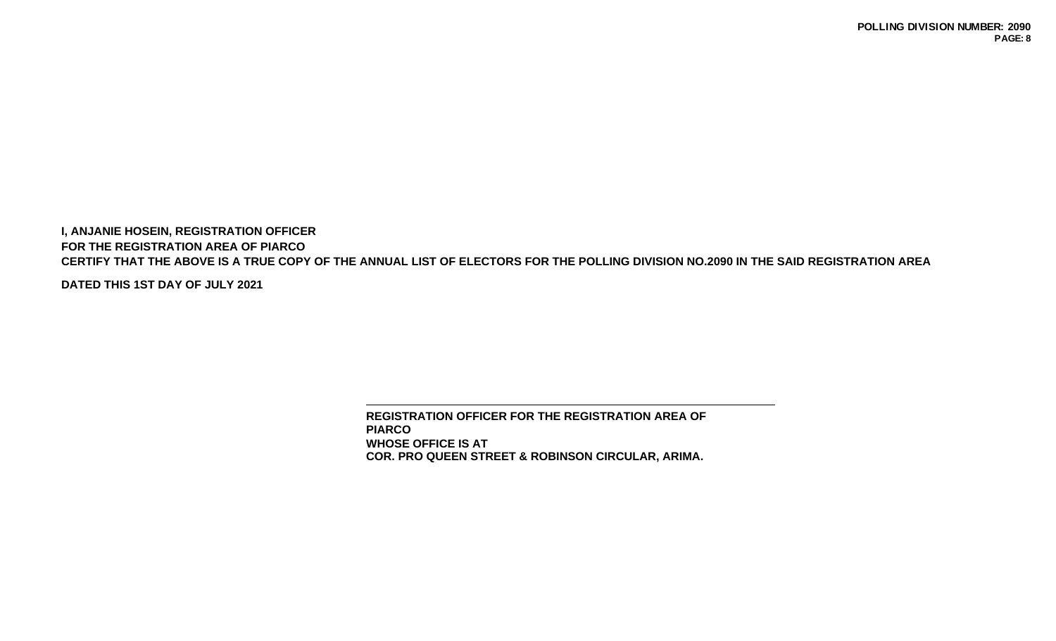**I, ANJANIE HOSEIN, REGISTRATION OFFICER**
**FOR THE REGISTRATION AREA OF PIARCO**
**CERTIFY THAT THE ABOVE IS A TRUE COPY OF THE ANNUAL LIST OF ELECTORS FOR THE POLLING DIVISION NO.2090 IN THE SAID REGISTRATION AREA**

**DATED THIS 1ST DAY OF JULY 2021**

---

**REGISTRATION OFFICER FOR THE REGISTRATION AREA OF PIARCO**
**WHOSE OFFICE IS AT**
**COR. PRO QUEEN STREET & ROBINSON CIRCULAR, ARIMA.**